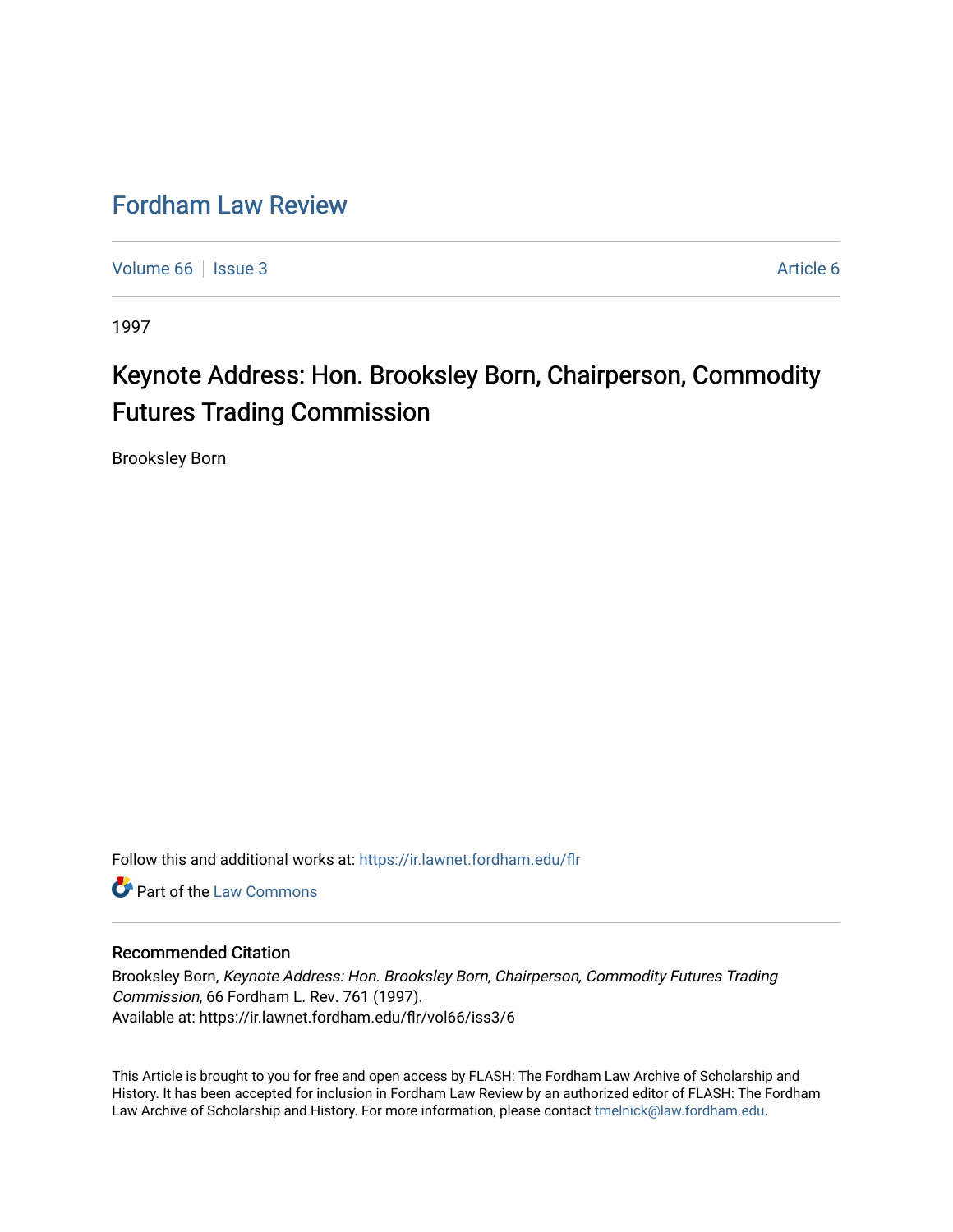# Fordham Law Review

Volume 66 | Issue 3 | Article 6

1997

## Keynote Address: Hon. Brooksley Born, Chairperson, Commodity Futures Trading Commission

Brooksley Born

Follow this and additional works at: https://ir.lawnet.fordham.edu/flr

Part of the Law Commons

### Recommended Citation

Brooksley Born, *Keynote Address: Hon. Brooksley Born, Chairperson, Commodity Futures Trading Commission*, 66 Fordham L. Rev. 761 (1997).
Available at: https://ir.lawnet.fordham.edu/flr/vol66/iss3/6

This Article is brought to you for free and open access by FLASH: The Fordham Law Archive of Scholarship and History. It has been accepted for inclusion in Fordham Law Review by an authorized editor of FLASH: The Fordham Law Archive of Scholarship and History. For more information, please contact tmelnick@law.fordham.edu.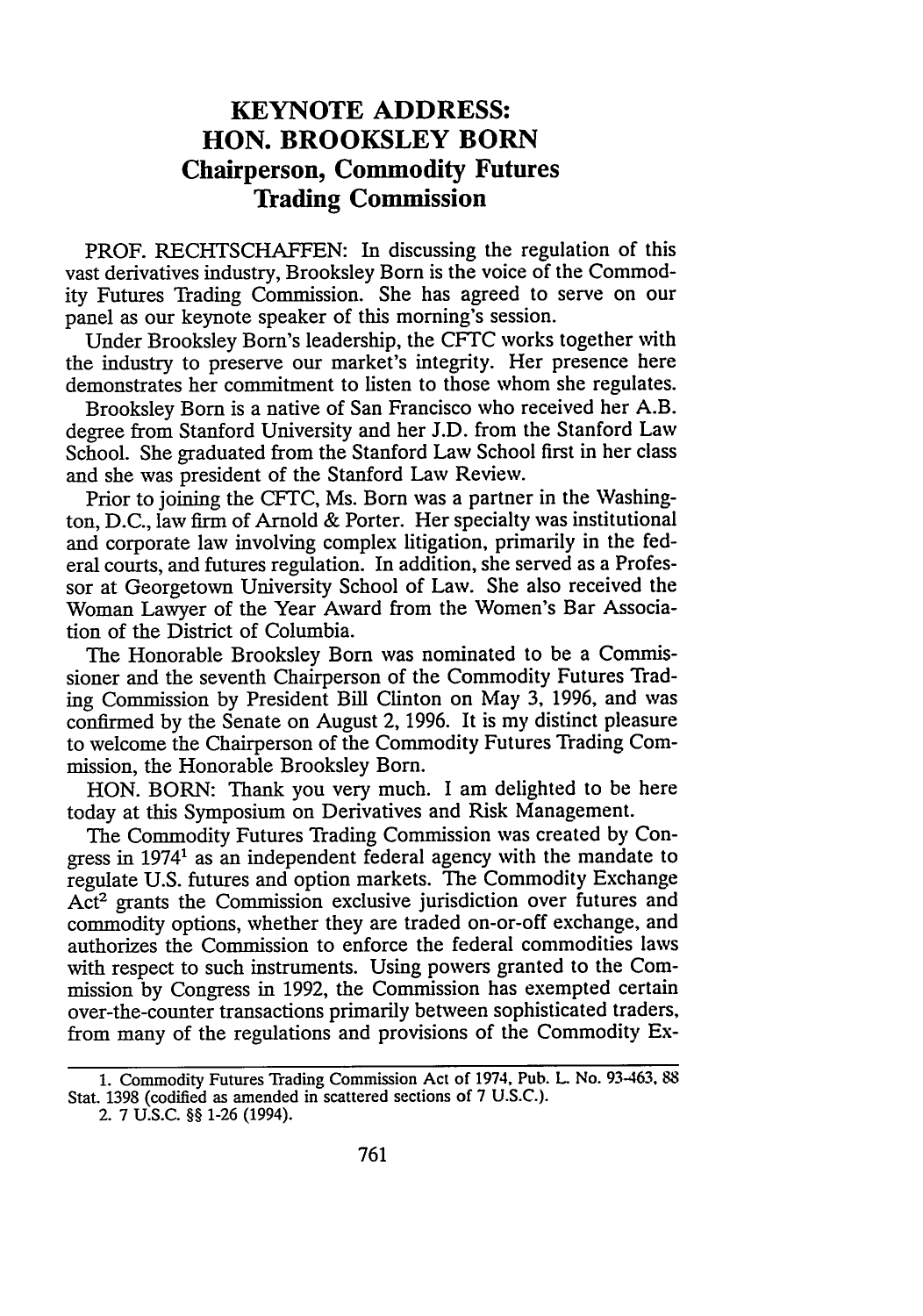# KEYNOTE ADDRESS: HON. BROOKSLEY BORN Chairperson, Commodity Futures Trading Commission

PROF. RECHTSCHAFFEN: In discussing the regulation of this vast derivatives industry, Brooksley Born is the voice of the Commodity Futures Trading Commission. She has agreed to serve on our panel as our keynote speaker of this morning's session.

Under Brooksley Born's leadership, the CFTC works together with the industry to preserve our market's integrity. Her presence here demonstrates her commitment to listen to those whom she regulates.

Brooksley Born is a native of San Francisco who received her A.B. degree from Stanford University and her J.D. from the Stanford Law School. She graduated from the Stanford Law School first in her class and she was president of the Stanford Law Review.

Prior to joining the CFTC, Ms. Born was a partner in the Washington, D.C., law firm of Arnold & Porter. Her specialty was institutional and corporate law involving complex litigation, primarily in the federal courts, and futures regulation. In addition, she served as a Professor at Georgetown University School of Law. She also received the Woman Lawyer of the Year Award from the Women's Bar Association of the District of Columbia.

The Honorable Brooksley Born was nominated to be a Commissioner and the seventh Chairperson of the Commodity Futures Trading Commission by President Bill Clinton on May 3, 1996, and was confirmed by the Senate on August 2, 1996. It is my distinct pleasure to welcome the Chairperson of the Commodity Futures Trading Commission, the Honorable Brooksley Born.

HON. BORN: Thank you very much. I am delighted to be here today at this Symposium on Derivatives and Risk Management.

The Commodity Futures Trading Commission was created by Congress in 1974[1] as an independent federal agency with the mandate to regulate U.S. futures and option markets. The Commodity Exchange Act[2] grants the Commission exclusive jurisdiction over futures and commodity options, whether they are traded on-or-off exchange, and authorizes the Commission to enforce the federal commodities laws with respect to such instruments. Using powers granted to the Commission by Congress in 1992, the Commission has exempted certain over-the-counter transactions primarily between sophisticated traders, from many of the regulations and provisions of the Commodity Ex-

1. Commodity Futures Trading Commission Act of 1974, Pub. L. No. 93-463, 88 Stat. 1398 (codified as amended in scattered sections of 7 U.S.C.).

2. 7 U.S.C. §§ 1-26 (1994).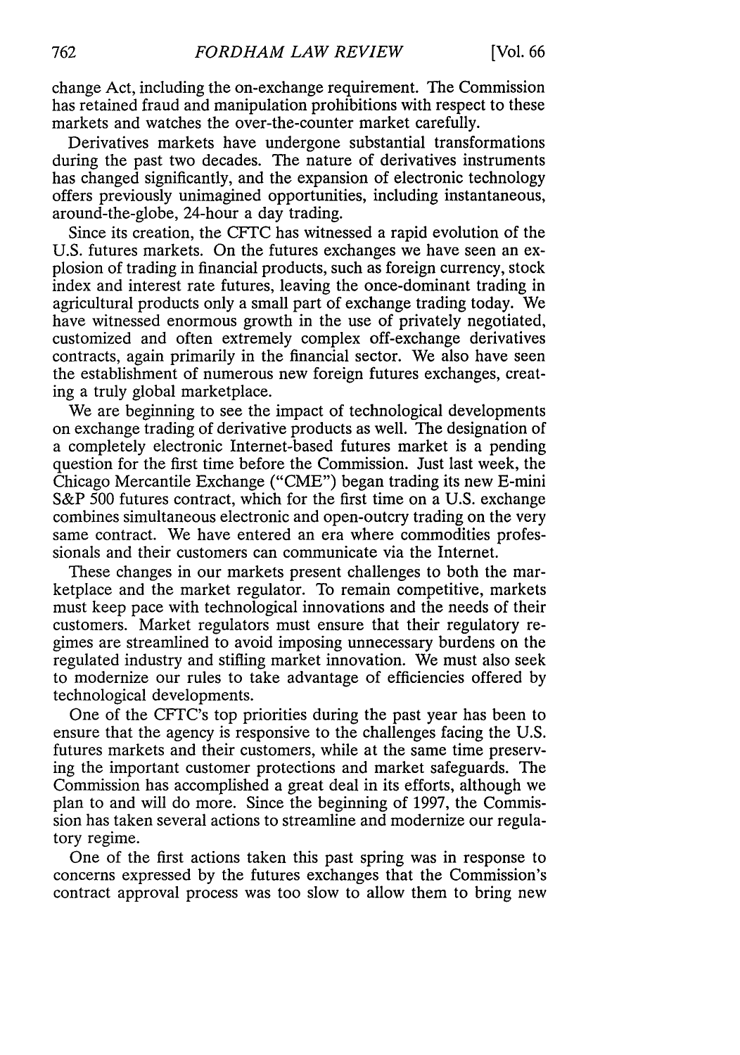change Act, including the on-exchange requirement. The Commission has retained fraud and manipulation prohibitions with respect to these markets and watches the over-the-counter market carefully.

Derivatives markets have undergone substantial transformations during the past two decades. The nature of derivatives instruments has changed significantly, and the expansion of electronic technology offers previously unimagined opportunities, including instantaneous, around-the-globe, 24-hour a day trading.

Since its creation, the CFTC has witnessed a rapid evolution of the U.S. futures markets. On the futures exchanges we have seen an explosion of trading in financial products, such as foreign currency, stock index and interest rate futures, leaving the once-dominant trading in agricultural products only a small part of exchange trading today. We have witnessed enormous growth in the use of privately negotiated, customized and often extremely complex off-exchange derivatives contracts, again primarily in the financial sector. We also have seen the establishment of numerous new foreign futures exchanges, creating a truly global marketplace.

We are beginning to see the impact of technological developments on exchange trading of derivative products as well. The designation of a completely electronic Internet-based futures market is a pending question for the first time before the Commission. Just last week, the Chicago Mercantile Exchange ("CME") began trading its new E-mini S&P 500 futures contract, which for the first time on a U.S. exchange combines simultaneous electronic and open-outcry trading on the very same contract. We have entered an era where commodities professionals and their customers can communicate via the Internet.

These changes in our markets present challenges to both the marketplace and the market regulator. To remain competitive, markets must keep pace with technological innovations and the needs of their customers. Market regulators must ensure that their regulatory regimes are streamlined to avoid imposing unnecessary burdens on the regulated industry and stifling market innovation. We must also seek to modernize our rules to take advantage of efficiencies offered by technological developments.

One of the CFTC's top priorities during the past year has been to ensure that the agency is responsive to the challenges facing the U.S. futures markets and their customers, while at the same time preserving the important customer protections and market safeguards. The Commission has accomplished a great deal in its efforts, although we plan to and will do more. Since the beginning of 1997, the Commission has taken several actions to streamline and modernize our regulatory regime.

One of the first actions taken this past spring was in response to concerns expressed by the futures exchanges that the Commission's contract approval process was too slow to allow them to bring new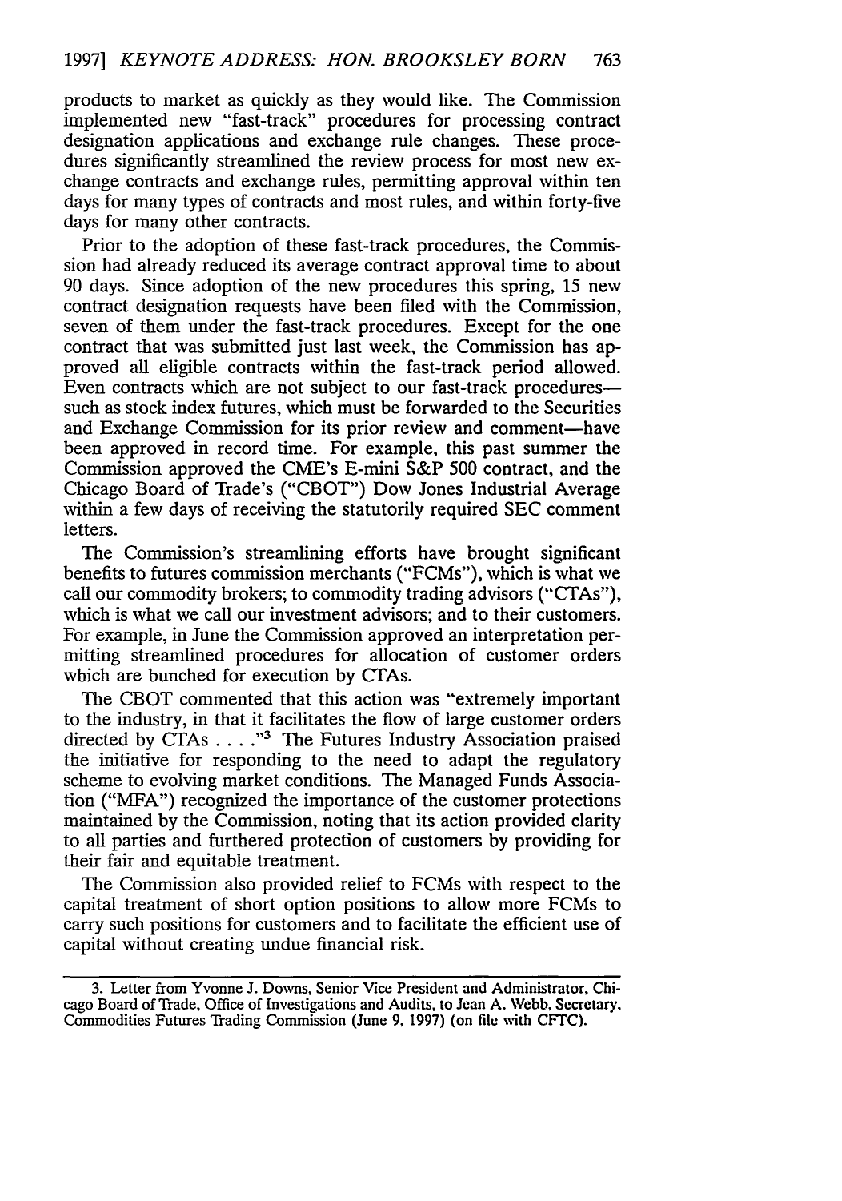products to market as quickly as they would like. The Commission implemented new "fast-track" procedures for processing contract designation applications and exchange rule changes. These procedures significantly streamlined the review process for most new exchange contracts and exchange rules, permitting approval within ten days for many types of contracts and most rules, and within forty-five days for many other contracts.

Prior to the adoption of these fast-track procedures, the Commission had already reduced its average contract approval time to about 90 days. Since adoption of the new procedures this spring, 15 new contract designation requests have been filed with the Commission, seven of them under the fast-track procedures. Except for the one contract that was submitted just last week, the Commission has approved all eligible contracts within the fast-track period allowed. Even contracts which are not subject to our fast-track procedures—such as stock index futures, which must be forwarded to the Securities and Exchange Commission for its prior review and comment—have been approved in record time. For example, this past summer the Commission approved the CME's E-mini S&P 500 contract, and the Chicago Board of Trade's ("CBOT") Dow Jones Industrial Average within a few days of receiving the statutorily required SEC comment letters.

The Commission's streamlining efforts have brought significant benefits to futures commission merchants ("FCMs"), which is what we call our commodity brokers; to commodity trading advisors ("CTAs"), which is what we call our investment advisors; and to their customers. For example, in June the Commission approved an interpretation permitting streamlined procedures for allocation of customer orders which are bunched for execution by CTAs.

The CBOT commented that this action was "extremely important to the industry, in that it facilitates the flow of large customer orders directed by CTAs . . . ."[3] The Futures Industry Association praised the initiative for responding to the need to adapt the regulatory scheme to evolving market conditions. The Managed Funds Association ("MFA") recognized the importance of the customer protections maintained by the Commission, noting that its action provided clarity to all parties and furthered protection of customers by providing for their fair and equitable treatment.

The Commission also provided relief to FCMs with respect to the capital treatment of short option positions to allow more FCMs to carry such positions for customers and to facilitate the efficient use of capital without creating undue financial risk.

---

3. Letter from Yvonne J. Downs, Senior Vice President and Administrator, Chicago Board of Trade, Office of Investigations and Audits, to Jean A. Webb, Secretary, Commodities Futures Trading Commission (June 9, 1997) (on file with CFTC).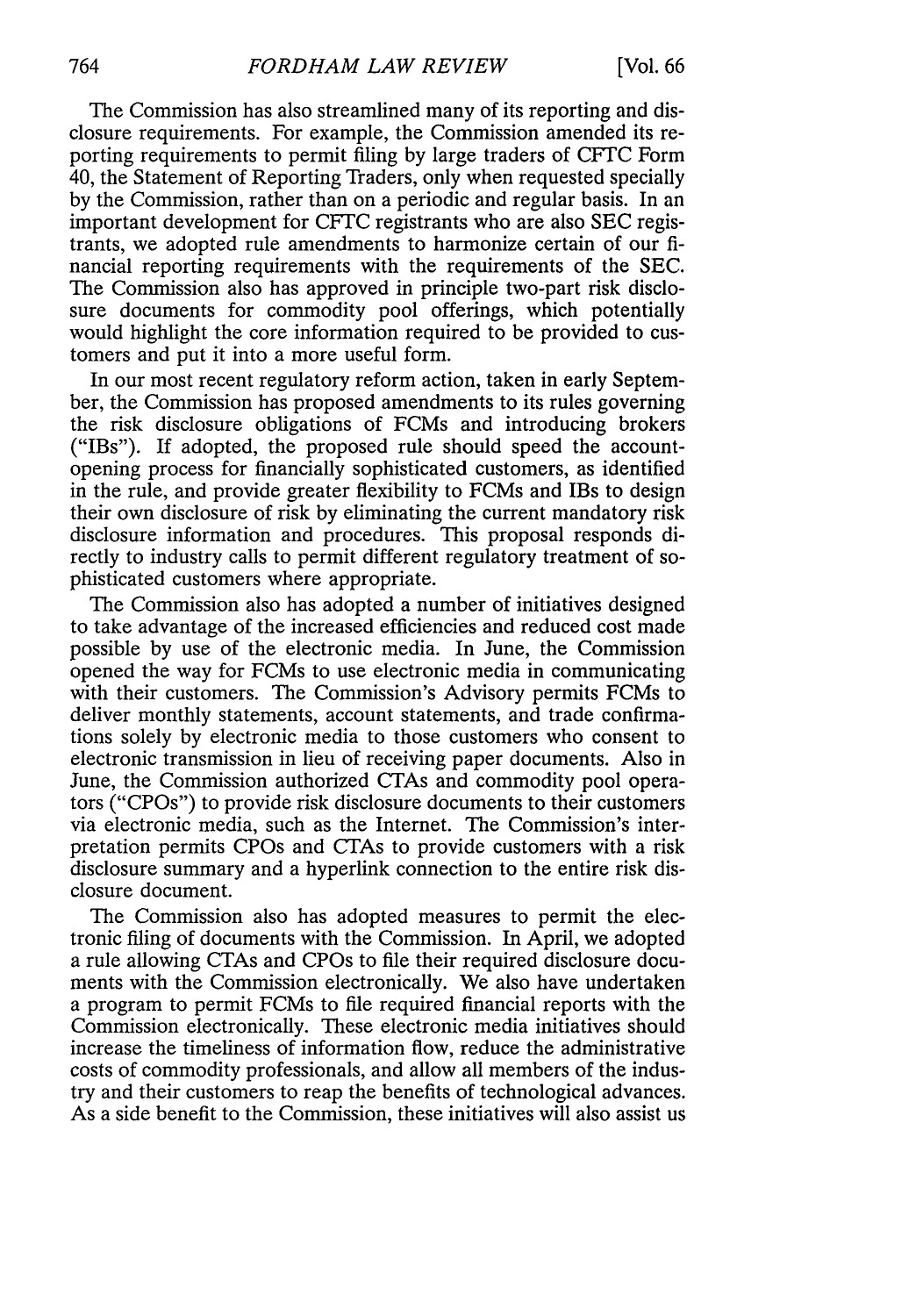The Commission has also streamlined many of its reporting and disclosure requirements. For example, the Commission amended its reporting requirements to permit filing by large traders of CFTC Form 40, the Statement of Reporting Traders, only when requested specially by the Commission, rather than on a periodic and regular basis. In an important development for CFTC registrants who are also SEC registrants, we adopted rule amendments to harmonize certain of our financial reporting requirements with the requirements of the SEC. The Commission also has approved in principle two-part risk disclosure documents for commodity pool offerings, which potentially would highlight the core information required to be provided to customers and put it into a more useful form.

In our most recent regulatory reform action, taken in early September, the Commission has proposed amendments to its rules governing the risk disclosure obligations of FCMs and introducing brokers ("IBs"). If adopted, the proposed rule should speed the account-opening process for financially sophisticated customers, as identified in the rule, and provide greater flexibility to FCMs and IBs to design their own disclosure of risk by eliminating the current mandatory risk disclosure information and procedures. This proposal responds directly to industry calls to permit different regulatory treatment of sophisticated customers where appropriate.

The Commission also has adopted a number of initiatives designed to take advantage of the increased efficiencies and reduced cost made possible by use of the electronic media. In June, the Commission opened the way for FCMs to use electronic media in communicating with their customers. The Commission's Advisory permits FCMs to deliver monthly statements, account statements, and trade confirmations solely by electronic media to those customers who consent to electronic transmission in lieu of receiving paper documents. Also in June, the Commission authorized CTAs and commodity pool operators ("CPOs") to provide risk disclosure documents to their customers via electronic media, such as the Internet. The Commission's interpretation permits CPOs and CTAs to provide customers with a risk disclosure summary and a hyperlink connection to the entire risk disclosure document.

The Commission also has adopted measures to permit the electronic filing of documents with the Commission. In April, we adopted a rule allowing CTAs and CPOs to file their required disclosure documents with the Commission electronically. We also have undertaken a program to permit FCMs to file required financial reports with the Commission electronically. These electronic media initiatives should increase the timeliness of information flow, reduce the administrative costs of commodity professionals, and allow all members of the industry and their customers to reap the benefits of technological advances. As a side benefit to the Commission, these initiatives will also assist us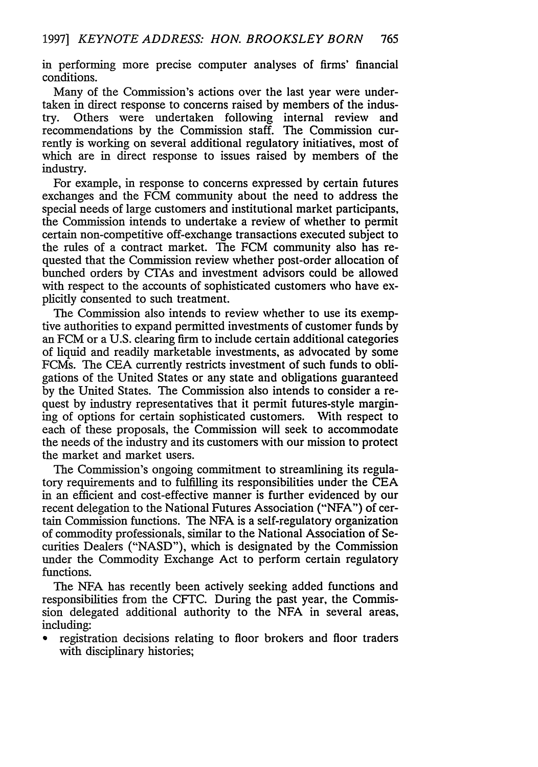in performing more precise computer analyses of firms' financial conditions.

Many of the Commission's actions over the last year were undertaken in direct response to concerns raised by members of the industry. Others were undertaken following internal review and recommendations by the Commission staff. The Commission currently is working on several additional regulatory initiatives, most of which are in direct response to issues raised by members of the industry.

For example, in response to concerns expressed by certain futures exchanges and the FCM community about the need to address the special needs of large customers and institutional market participants, the Commission intends to undertake a review of whether to permit certain non-competitive off-exchange transactions executed subject to the rules of a contract market. The FCM community also has requested that the Commission review whether post-order allocation of bunched orders by CTAs and investment advisors could be allowed with respect to the accounts of sophisticated customers who have explicitly consented to such treatment.

The Commission also intends to review whether to use its exemptive authorities to expand permitted investments of customer funds by an FCM or a U.S. clearing firm to include certain additional categories of liquid and readily marketable investments, as advocated by some FCMs. The CEA currently restricts investment of such funds to obligations of the United States or any state and obligations guaranteed by the United States. The Commission also intends to consider a request by industry representatives that it permit futures-style margining of options for certain sophisticated customers. With respect to each of these proposals, the Commission will seek to accommodate the needs of the industry and its customers with our mission to protect the market and market users.

The Commission's ongoing commitment to streamlining its regulatory requirements and to fulfilling its responsibilities under the CEA in an efficient and cost-effective manner is further evidenced by our recent delegation to the National Futures Association ("NFA") of certain Commission functions. The NFA is a self-regulatory organization of commodity professionals, similar to the National Association of Securities Dealers ("NASD"), which is designated by the Commission under the Commodity Exchange Act to perform certain regulatory functions.

The NFA has recently been actively seeking added functions and responsibilities from the CFTC. During the past year, the Commission delegated additional authority to the NFA in several areas, including:

- registration decisions relating to floor brokers and floor traders with disciplinary histories;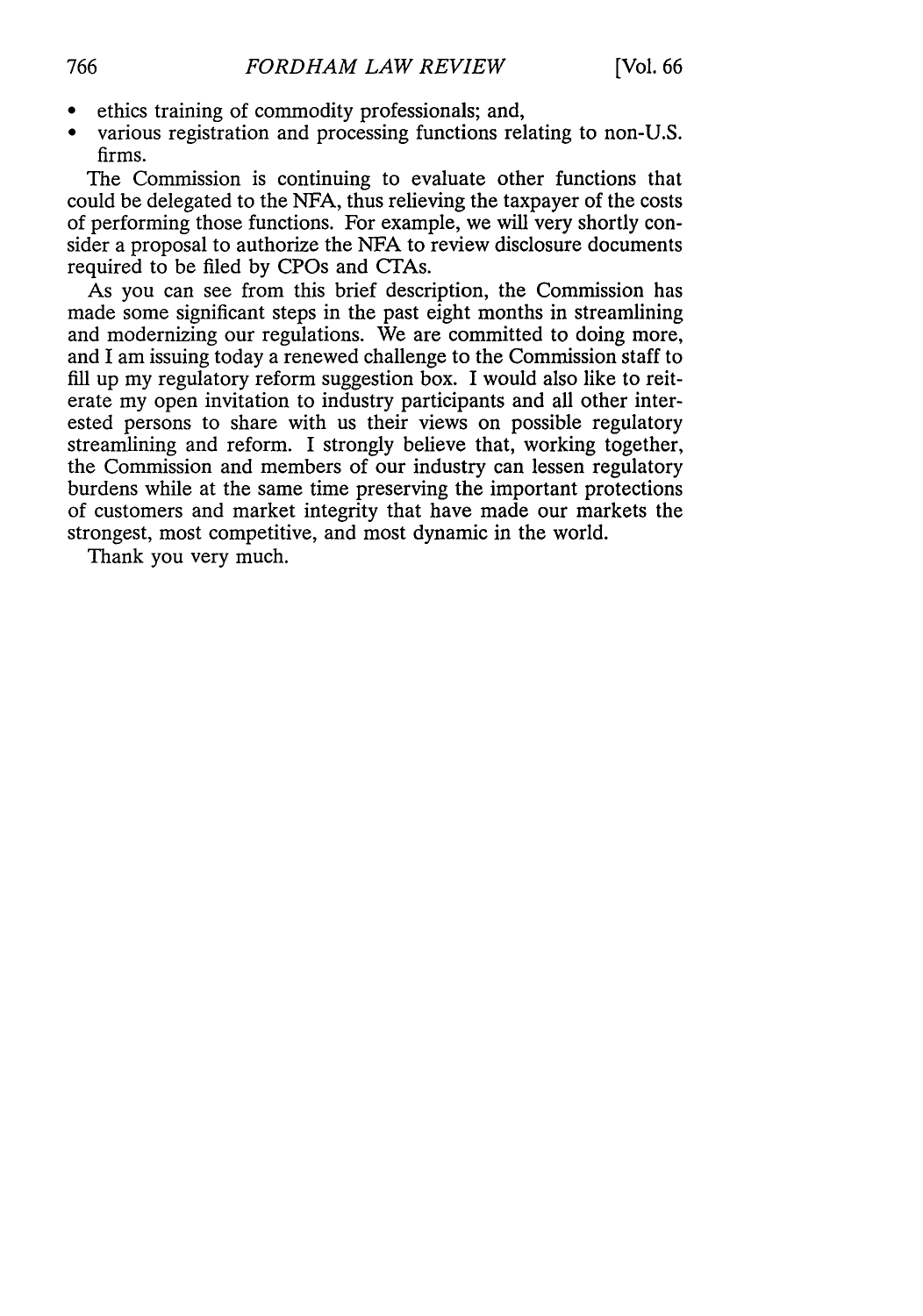- ethics training of commodity professionals; and,
- various registration and processing functions relating to non-U.S. firms.

The Commission is continuing to evaluate other functions that could be delegated to the NFA, thus relieving the taxpayer of the costs of performing those functions. For example, we will very shortly consider a proposal to authorize the NFA to review disclosure documents required to be filed by CPOs and CTAs.

As you can see from this brief description, the Commission has made some significant steps in the past eight months in streamlining and modernizing our regulations. We are committed to doing more, and I am issuing today a renewed challenge to the Commission staff to fill up my regulatory reform suggestion box. I would also like to reiterate my open invitation to industry participants and all other interested persons to share with us their views on possible regulatory streamlining and reform. I strongly believe that, working together, the Commission and members of our industry can lessen regulatory burdens while at the same time preserving the important protections of customers and market integrity that have made our markets the strongest, most competitive, and most dynamic in the world.

Thank you very much.